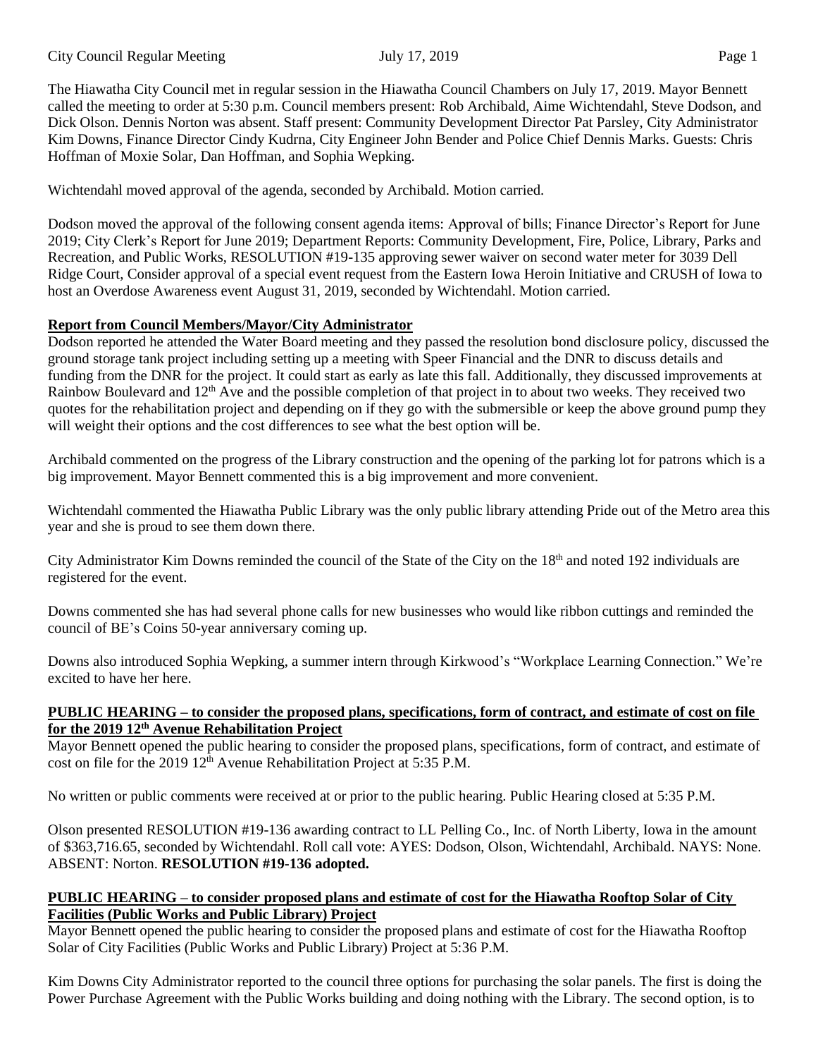The Hiawatha City Council met in regular session in the Hiawatha Council Chambers on July 17, 2019. Mayor Bennett called the meeting to order at 5:30 p.m. Council members present: Rob Archibald, Aime Wichtendahl, Steve Dodson, and Dick Olson. Dennis Norton was absent. Staff present: Community Development Director Pat Parsley, City Administrator Kim Downs, Finance Director Cindy Kudrna, City Engineer John Bender and Police Chief Dennis Marks. Guests: Chris Hoffman of Moxie Solar, Dan Hoffman, and Sophia Wepking.

Wichtendahl moved approval of the agenda, seconded by Archibald. Motion carried.

Dodson moved the approval of the following consent agenda items: Approval of bills; Finance Director's Report for June 2019; City Clerk's Report for June 2019; Department Reports: Community Development, Fire, Police, Library, Parks and Recreation, and Public Works, RESOLUTION #19-135 approving sewer waiver on second water meter for 3039 Dell Ridge Court, Consider approval of a special event request from the Eastern Iowa Heroin Initiative and CRUSH of Iowa to host an Overdose Awareness event August 31, 2019, seconded by Wichtendahl. Motion carried.

**Report from Council Members/Mayor/City Administrator**

Dodson reported he attended the Water Board meeting and they passed the resolution bond disclosure policy, discussed the ground storage tank project including setting up a meeting with Speer Financial and the DNR to discuss details and funding from the DNR for the project. It could start as early as late this fall. Additionally, they discussed improvements at Rainbow Boulevard and 12th Ave and the possible completion of that project in to about two weeks. They received two quotes for the rehabilitation project and depending on if they go with the submersible or keep the above ground pump they will weight their options and the cost differences to see what the best option will be.

Archibald commented on the progress of the Library construction and the opening of the parking lot for patrons which is a big improvement. Mayor Bennett commented this is a big improvement and more convenient.

Wichtendahl commented the Hiawatha Public Library was the only public library attending Pride out of the Metro area this year and she is proud to see them down there.

City Administrator Kim Downs reminded the council of the State of the City on the 18th and noted 192 individuals are registered for the event.

Downs commented she has had several phone calls for new businesses who would like ribbon cuttings and reminded the council of BE's Coins 50-year anniversary coming up.

Downs also introduced Sophia Wepking, a summer intern through Kirkwood's "Workplace Learning Connection." We're excited to have her here.

**PUBLIC HEARING – to consider the proposed plans, specifications, form of contract, and estimate of cost on file for the 2019 12th Avenue Rehabilitation Project**

Mayor Bennett opened the public hearing to consider the proposed plans, specifications, form of contract, and estimate of cost on file for the 2019 12th Avenue Rehabilitation Project at 5:35 P.M.

No written or public comments were received at or prior to the public hearing. Public Hearing closed at 5:35 P.M.

Olson presented RESOLUTION #19-136 awarding contract to LL Pelling Co., Inc. of North Liberty, Iowa in the amount of $363,716.65, seconded by Wichtendahl. Roll call vote: AYES: Dodson, Olson, Wichtendahl, Archibald. NAYS: None. ABSENT: Norton. **RESOLUTION #19-136 adopted.**

**PUBLIC HEARING – to consider proposed plans and estimate of cost for the Hiawatha Rooftop Solar of City Facilities (Public Works and Public Library) Project**

Mayor Bennett opened the public hearing to consider the proposed plans and estimate of cost for the Hiawatha Rooftop Solar of City Facilities (Public Works and Public Library) Project at 5:36 P.M.

Kim Downs City Administrator reported to the council three options for purchasing the solar panels. The first is doing the Power Purchase Agreement with the Public Works building and doing nothing with the Library. The second option, is to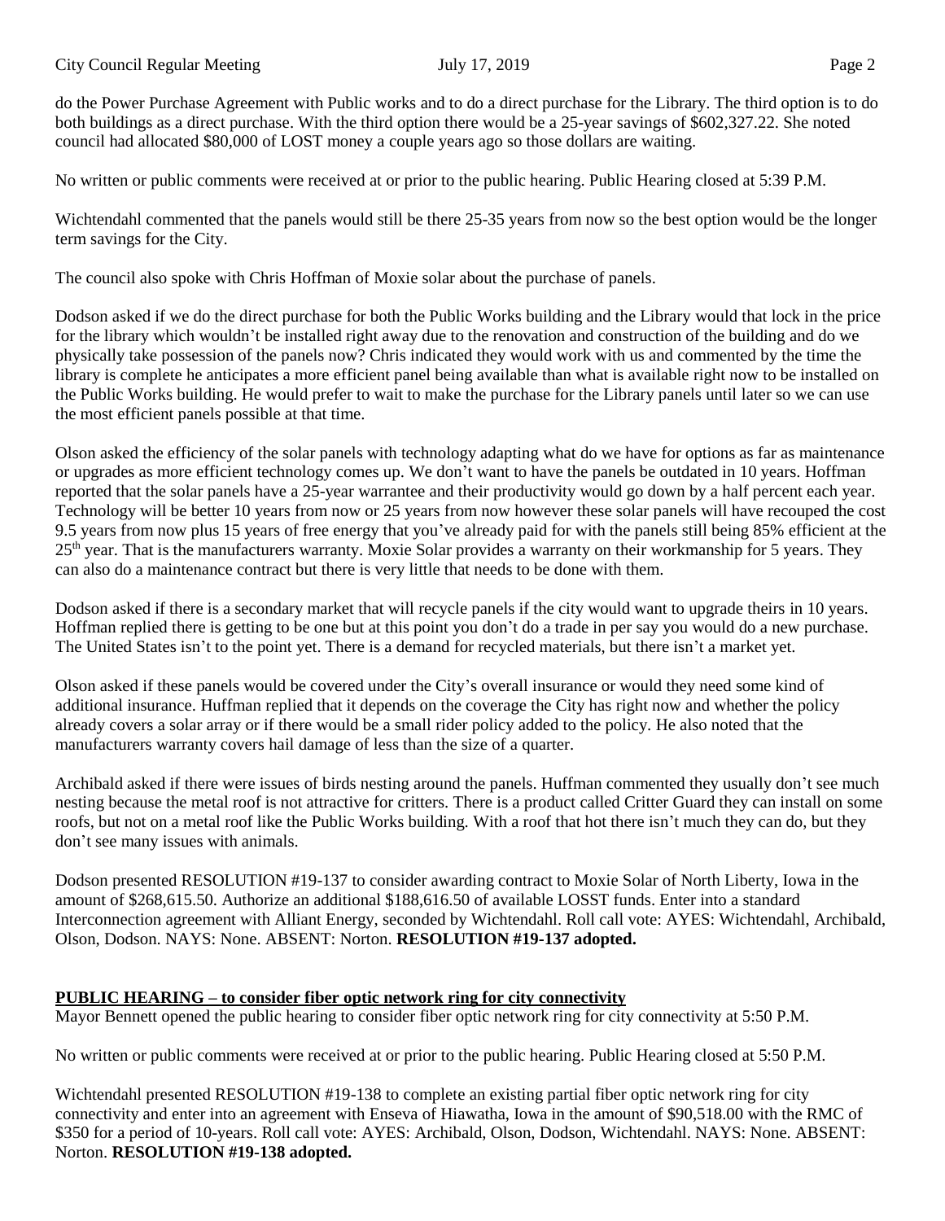do the Power Purchase Agreement with Public works and to do a direct purchase for the Library. The third option is to do both buildings as a direct purchase. With the third option there would be a 25-year savings of $602,327.22. She noted council had allocated $80,000 of LOST money a couple years ago so those dollars are waiting.

No written or public comments were received at or prior to the public hearing. Public Hearing closed at 5:39 P.M.

Wichtendahl commented that the panels would still be there 25-35 years from now so the best option would be the longer term savings for the City.

The council also spoke with Chris Hoffman of Moxie solar about the purchase of panels.

Dodson asked if we do the direct purchase for both the Public Works building and the Library would that lock in the price for the library which wouldn't be installed right away due to the renovation and construction of the building and do we physically take possession of the panels now? Chris indicated they would work with us and commented by the time the library is complete he anticipates a more efficient panel being available than what is available right now to be installed on the Public Works building. He would prefer to wait to make the purchase for the Library panels until later so we can use the most efficient panels possible at that time.

Olson asked the efficiency of the solar panels with technology adapting what do we have for options as far as maintenance or upgrades as more efficient technology comes up. We don't want to have the panels be outdated in 10 years. Hoffman reported that the solar panels have a 25-year warrantee and their productivity would go down by a half percent each year. Technology will be better 10 years from now or 25 years from now however these solar panels will have recouped the cost 9.5 years from now plus 15 years of free energy that you've already paid for with the panels still being 85% efficient at the 25th year. That is the manufacturers warranty. Moxie Solar provides a warranty on their workmanship for 5 years. They can also do a maintenance contract but there is very little that needs to be done with them.

Dodson asked if there is a secondary market that will recycle panels if the city would want to upgrade theirs in 10 years. Hoffman replied there is getting to be one but at this point you don't do a trade in per say you would do a new purchase. The United States isn't to the point yet. There is a demand for recycled materials, but there isn't a market yet.

Olson asked if these panels would be covered under the City's overall insurance or would they need some kind of additional insurance. Huffman replied that it depends on the coverage the City has right now and whether the policy already covers a solar array or if there would be a small rider policy added to the policy. He also noted that the manufacturers warranty covers hail damage of less than the size of a quarter.

Archibald asked if there were issues of birds nesting around the panels. Huffman commented they usually don't see much nesting because the metal roof is not attractive for critters. There is a product called Critter Guard they can install on some roofs, but not on a metal roof like the Public Works building. With a roof that hot there isn't much they can do, but they don't see many issues with animals.

Dodson presented RESOLUTION #19-137 to consider awarding contract to Moxie Solar of North Liberty, Iowa in the amount of $268,615.50. Authorize an additional $188,616.50 of available LOSST funds. Enter into a standard Interconnection agreement with Alliant Energy, seconded by Wichtendahl. Roll call vote: AYES: Wichtendahl, Archibald, Olson, Dodson. NAYS: None. ABSENT: Norton. **RESOLUTION #19-137 adopted.**

**PUBLIC HEARING – to consider fiber optic network ring for city connectivity**

Mayor Bennett opened the public hearing to consider fiber optic network ring for city connectivity at 5:50 P.M.

No written or public comments were received at or prior to the public hearing. Public Hearing closed at 5:50 P.M.

Wichtendahl presented RESOLUTION #19-138 to complete an existing partial fiber optic network ring for city connectivity and enter into an agreement with Enseva of Hiawatha, Iowa in the amount of $90,518.00 with the RMC of $350 for a period of 10-years. Roll call vote: AYES: Archibald, Olson, Dodson, Wichtendahl. NAYS: None. ABSENT: Norton. **RESOLUTION #19-138 adopted.**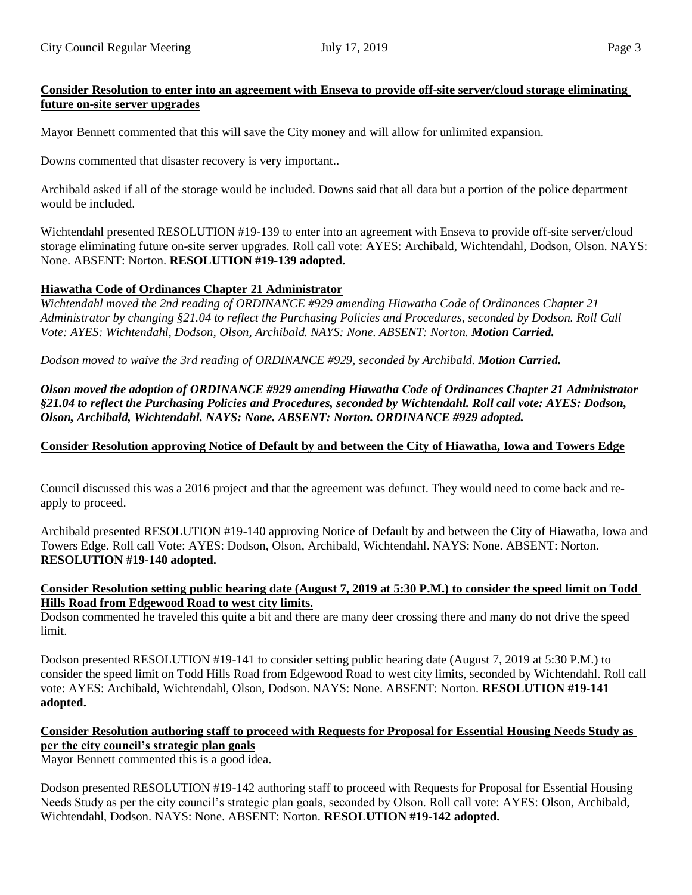**Consider Resolution to enter into an agreement with Enseva to provide off-site server/cloud storage eliminating future on-site server upgrades**

Mayor Bennett commented that this will save the City money and will allow for unlimited expansion.

Downs commented that disaster recovery is very important..

Archibald asked if all of the storage would be included. Downs said that all data but a portion of the police department would be included.

Wichtendahl presented RESOLUTION #19-139 to enter into an agreement with Enseva to provide off-site server/cloud storage eliminating future on-site server upgrades. Roll call vote: AYES: Archibald, Wichtendahl, Dodson, Olson. NAYS: None. ABSENT: Norton. **RESOLUTION #19-139 adopted.**

**Hiawatha Code of Ordinances Chapter 21 Administrator**

*Wichtendahl moved the 2nd reading of ORDINANCE #929 amending Hiawatha Code of Ordinances Chapter 21 Administrator by changing §21.04 to reflect the Purchasing Policies and Procedures, seconded by Dodson. Roll Call Vote: AYES: Wichtendahl, Dodson, Olson, Archibald. NAYS: None. ABSENT: Norton.* ***Motion Carried.***

*Dodson moved to waive the 3rd reading of ORDINANCE #929, seconded by Archibald.* ***Motion Carried.***

***Olson moved the adoption of ORDINANCE #929 amending Hiawatha Code of Ordinances Chapter 21 Administrator §21.04 to reflect the Purchasing Policies and Procedures, seconded by Wichtendahl. Roll call vote: AYES: Dodson, Olson, Archibald, Wichtendahl. NAYS: None. ABSENT: Norton. ORDINANCE #929 adopted.***

**Consider Resolution approving Notice of Default by and between the City of Hiawatha, Iowa and Towers Edge**

Council discussed this was a 2016 project and that the agreement was defunct. They would need to come back and re-apply to proceed.

Archibald presented RESOLUTION #19-140 approving Notice of Default by and between the City of Hiawatha, Iowa and Towers Edge. Roll call Vote: AYES: Dodson, Olson, Archibald, Wichtendahl. NAYS: None. ABSENT: Norton. **RESOLUTION #19-140 adopted.**

**Consider Resolution setting public hearing date (August 7, 2019 at 5:30 P.M.) to consider the speed limit on Todd Hills Road from Edgewood Road to west city limits.**

Dodson commented he traveled this quite a bit and there are many deer crossing there and many do not drive the speed limit.

Dodson presented RESOLUTION #19-141 to consider setting public hearing date (August 7, 2019 at 5:30 P.M.) to consider the speed limit on Todd Hills Road from Edgewood Road to west city limits, seconded by Wichtendahl. Roll call vote: AYES: Archibald, Wichtendahl, Olson, Dodson. NAYS: None. ABSENT: Norton. **RESOLUTION #19-141 adopted.**

**Consider Resolution authoring staff to proceed with Requests for Proposal for Essential Housing Needs Study as per the city council's strategic plan goals**

Mayor Bennett commented this is a good idea.

Dodson presented RESOLUTION #19-142 authoring staff to proceed with Requests for Proposal for Essential Housing Needs Study as per the city council's strategic plan goals, seconded by Olson. Roll call vote: AYES: Olson, Archibald, Wichtendahl, Dodson. NAYS: None. ABSENT: Norton. **RESOLUTION #19-142 adopted.**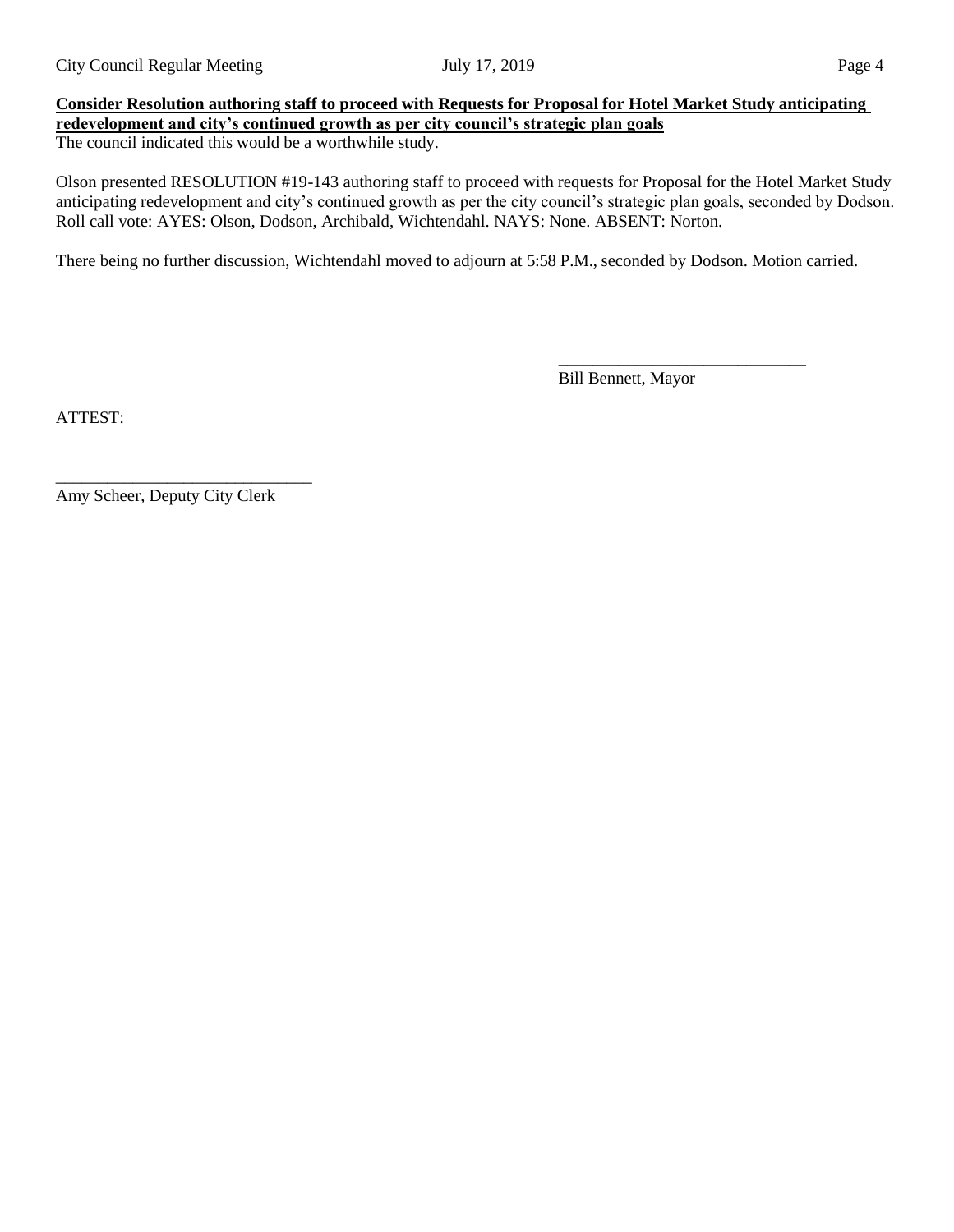**Consider Resolution authoring staff to proceed with Requests for Proposal for Hotel Market Study anticipating redevelopment and city's continued growth as per city council's strategic plan goals**

The council indicated this would be a worthwhile study.

Olson presented RESOLUTION #19-143 authoring staff to proceed with requests for Proposal for the Hotel Market Study anticipating redevelopment and city's continued growth as per the city council's strategic plan goals, seconded by Dodson. Roll call vote: AYES: Olson, Dodson, Archibald, Wichtendahl. NAYS: None. ABSENT: Norton.

There being no further discussion, Wichtendahl moved to adjourn at 5:58 P.M., seconded by Dodson. Motion carried.

\_\_\_\_\_\_\_\_\_\_\_\_\_\_\_\_\_\_\_\_\_\_\_\_\_\_\_\_\_\_

Bill Bennett, Mayor

ATTEST:

\_\_\_\_\_\_\_\_\_\_\_\_\_\_\_\_\_\_\_\_\_\_\_\_\_\_\_\_\_\_

Amy Scheer, Deputy City Clerk